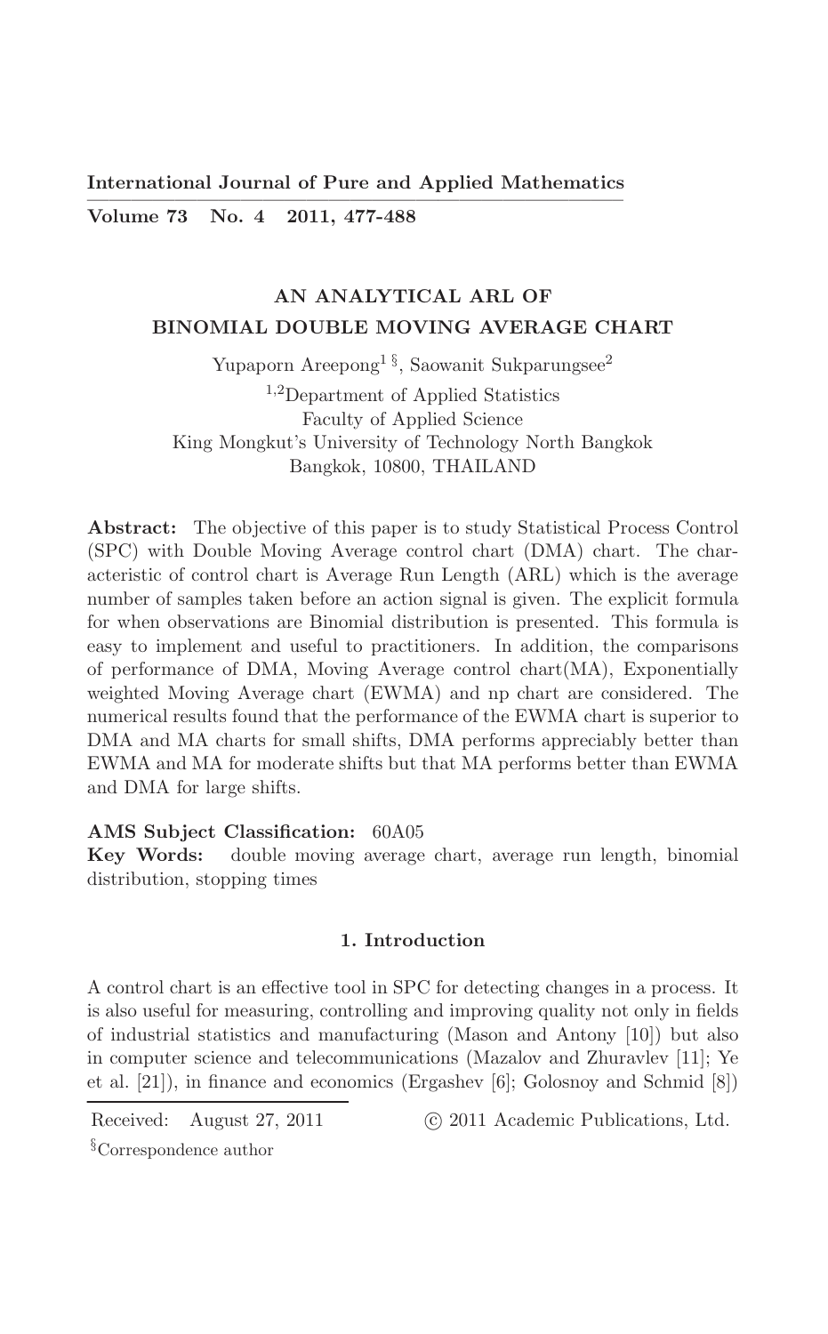# AN ANALYTICAL ARL OF BINOMIAL DOUBLE MOVING AVERAGE CHART

Yupaporn Areepong[1 §], Saowanit Sukparungsee[2]

[1,2]Department of Applied Statistics
Faculty of Applied Science
King Mongkut's University of Technology North Bangkok
Bangkok, 10800, THAILAND

**Abstract:** The objective of this paper is to study Statistical Process Control (SPC) with Double Moving Average control chart (DMA) chart. The characteristic of control chart is Average Run Length (ARL) which is the average number of samples taken before an action signal is given. The explicit formula for when observations are Binomial distribution is presented. This formula is easy to implement and useful to practitioners. In addition, the comparisons of performance of DMA, Moving Average control chart(MA), Exponentially weighted Moving Average chart (EWMA) and np chart are considered. The numerical results found that the performance of the EWMA chart is superior to DMA and MA charts for small shifts, DMA performs appreciably better than EWMA and MA for moderate shifts but that MA performs better than EWMA and DMA for large shifts.

**AMS Subject Classification:** 60A05

**Key Words:** double moving average chart, average run length, binomial distribution, stopping times

## 1. Introduction

A control chart is an effective tool in SPC for detecting changes in a process. It is also useful for measuring, controlling and improving quality not only in fields of industrial statistics and manufacturing (Mason and Antony [10]) but also in computer science and telecommunications (Mazalov and Zhuravlev [11]; Ye et al. [21]), in finance and economics (Ergashev [6]; Golosnoy and Schmid [8])

Received: August 27, 2011

© 2011 Academic Publications, Ltd.

§Correspondence author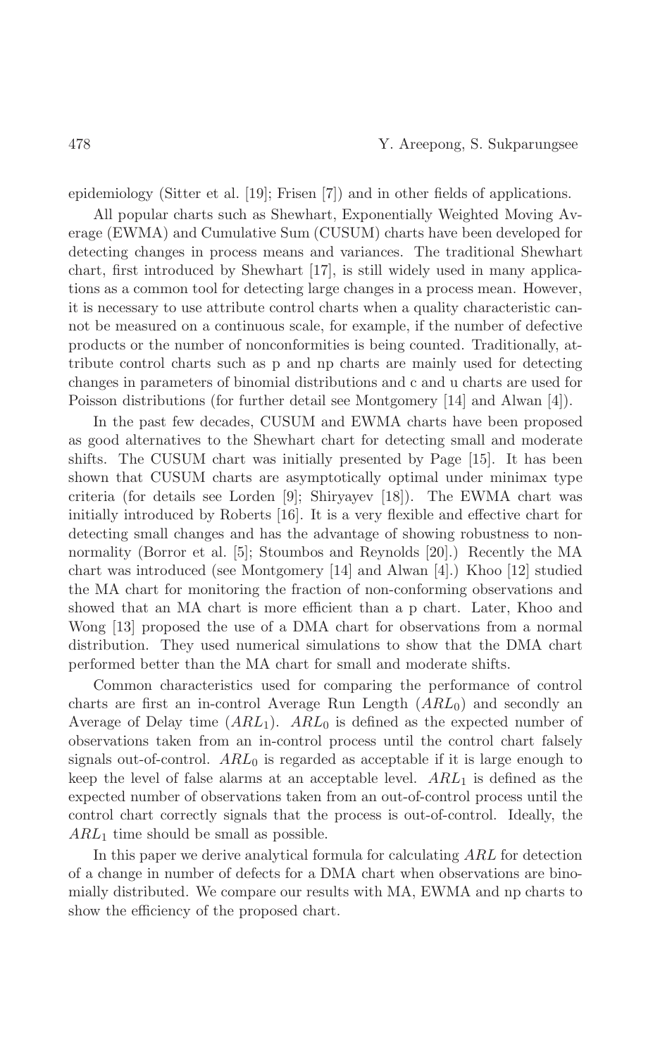epidemiology (Sitter et al. [19]; Frisen [7]) and in other fields of applications.

All popular charts such as Shewhart, Exponentially Weighted Moving Average (EWMA) and Cumulative Sum (CUSUM) charts have been developed for detecting changes in process means and variances. The traditional Shewhart chart, first introduced by Shewhart [17], is still widely used in many applications as a common tool for detecting large changes in a process mean. However, it is necessary to use attribute control charts when a quality characteristic cannot be measured on a continuous scale, for example, if the number of defective products or the number of nonconformities is being counted. Traditionally, attribute control charts such as p and np charts are mainly used for detecting changes in parameters of binomial distributions and c and u charts are used for Poisson distributions (for further detail see Montgomery [14] and Alwan [4]).

In the past few decades, CUSUM and EWMA charts have been proposed as good alternatives to the Shewhart chart for detecting small and moderate shifts. The CUSUM chart was initially presented by Page [15]. It has been shown that CUSUM charts are asymptotically optimal under minimax type criteria (for details see Lorden [9]; Shiryayev [18]). The EWMA chart was initially introduced by Roberts [16]. It is a very flexible and effective chart for detecting small changes and has the advantage of showing robustness to non-normality (Borror et al. [5]; Stoumbos and Reynolds [20].) Recently the MA chart was introduced (see Montgomery [14] and Alwan [4].) Khoo [12] studied the MA chart for monitoring the fraction of non-conforming observations and showed that an MA chart is more efficient than a p chart. Later, Khoo and Wong [13] proposed the use of a DMA chart for observations from a normal distribution. They used numerical simulations to show that the DMA chart performed better than the MA chart for small and moderate shifts.

Common characteristics used for comparing the performance of control charts are first an in-control Average Run Length ($ARL_0$) and secondly an Average of Delay time ($ARL_1$). $ARL_0$ is defined as the expected number of observations taken from an in-control process until the control chart falsely signals out-of-control. $ARL_0$ is regarded as acceptable if it is large enough to keep the level of false alarms at an acceptable level. $ARL_1$ is defined as the expected number of observations taken from an out-of-control process until the control chart correctly signals that the process is out-of-control. Ideally, the $ARL_1$ time should be small as possible.

In this paper we derive analytical formula for calculating $ARL$ for detection of a change in number of defects for a DMA chart when observations are binomially distributed. We compare our results with MA, EWMA and np charts to show the efficiency of the proposed chart.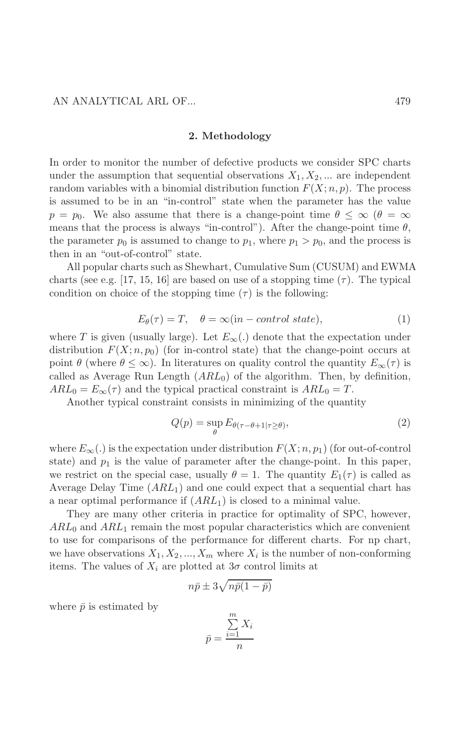## 2. Methodology

In order to monitor the number of defective products we consider SPC charts under the assumption that sequential observations $X_1, X_2, ...$ are independent random variables with a binomial distribution function $F(X; n, p)$. The process is assumed to be in an "in-control" state when the parameter has the value $p = p_0$. We also assume that there is a change-point time $\theta \leq \infty$ ($\theta = \infty$ means that the process is always "in-control"). After the change-point time $\theta$, the parameter $p_0$ is assumed to change to $p_1$, where $p_1 > p_0$, and the process is then in an "out-of-control" state.

All popular charts such as Shewhart, Cumulative Sum (CUSUM) and EWMA charts (see e.g. [17, 15, 16] are based on use of a stopping time ($\tau$). The typical condition on choice of the stopping time ($\tau$) is the following:

$$E_\theta(\tau) = T, \quad \theta = \infty(in - control\ state), \tag{1}$$

where $T$ is given (usually large). Let $E_\infty(.)$ denote that the expectation under distribution $F(X; n, p_0)$ (for in-control state) that the change-point occurs at point $\theta$ (where $\theta \leq \infty$). In literatures on quality control the quantity $E_\infty(\tau)$ is called as Average Run Length ($ARL_0$) of the algorithm. Then, by definition, $ARL_0 = E_\infty(\tau)$ and the typical practical constraint is $ARL_0 = T$.

Another typical constraint consists in minimizing of the quantity

$$Q(p) = \sup_\theta E_{\theta(\tau - \theta + 1 | \tau \geq \theta)}, \tag{2}$$

where $E_\infty(.)$ is the expectation under distribution $F(X; n, p_1)$ (for out-of-control state) and $p_1$ is the value of parameter after the change-point. In this paper, we restrict on the special case, usually $\theta = 1$. The quantity $E_1(\tau)$ is called as Average Delay Time ($ARL_1$) and one could expect that a sequential chart has a near optimal performance if ($ARL_1$) is closed to a minimal value.

They are many other criteria in practice for optimality of SPC, however, $ARL_0$ and $ARL_1$ remain the most popular characteristics which are convenient to use for comparisons of the performance for different charts. For np chart, we have observations $X_1, X_2, ..., X_m$ where $X_i$ is the number of non-conforming items. The values of $X_i$ are plotted at $3\sigma$ control limits at

$$n\bar{p} \pm 3\sqrt{n\bar{p}(1 - \bar{p})}$$

where $\bar{p}$ is estimated by

$$\bar{p} = \frac{\sum_{i=1}^{m} X_i}{n}$$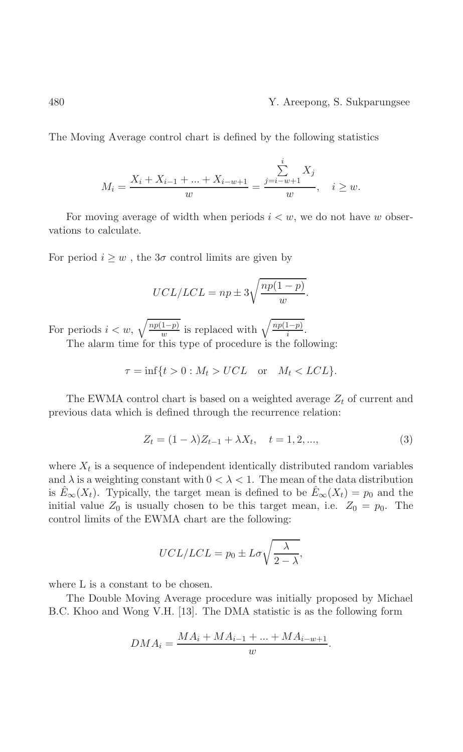The Moving Average control chart is defined by the following statistics

$$M_i = \frac{X_i + X_{i-1} + ... + X_{i-w+1}}{w} = \frac{\sum_{j=i-w+1}^{i} X_j}{w}, \quad i \geq w.$$

For moving average of width when periods $i < w$, we do not have $w$ observations to calculate.

For period $i \geq w$ , the $3\sigma$ control limits are given by

$$UCL/LCL = np \pm 3\sqrt{\frac{np(1-p)}{w}}.$$

For periods $i < w$, $\sqrt{\frac{np(1-p)}{w}}$ is replaced with $\sqrt{\frac{np(1-p)}{i}}$.

The alarm time for this type of procedure is the following:

$$\tau = \inf\{t > 0 : M_t > UCL \quad \text{or} \quad M_t < LCL\}.$$

The EWMA control chart is based on a weighted average $Z_t$ of current and previous data which is defined through the recurrence relation:

$$Z_t = (1 - \lambda)Z_{t-1} + \lambda X_t, \quad t = 1, 2, ..., \tag{3}$$

where $X_t$ is a sequence of independent identically distributed random variables and $\lambda$ is a weighting constant with $0 < \lambda < 1$. The mean of the data distribution is $\hat{E}_\infty(X_t)$. Typically, the target mean is defined to be $\hat{E}_\infty(X_t) = p_0$ and the initial value $Z_0$ is usually chosen to be this target mean, i.e. $Z_0 = p_0$. The control limits of the EWMA chart are the following:

$$UCL/LCL = p_0 \pm L\sigma\sqrt{\frac{\lambda}{2-\lambda}},$$

where L is a constant to be chosen.

The Double Moving Average procedure was initially proposed by Michael B.C. Khoo and Wong V.H. [13]. The DMA statistic is as the following form

$$DMA_i = \frac{MA_i + MA_{i-1} + ... + MA_{i-w+1}}{w}.$$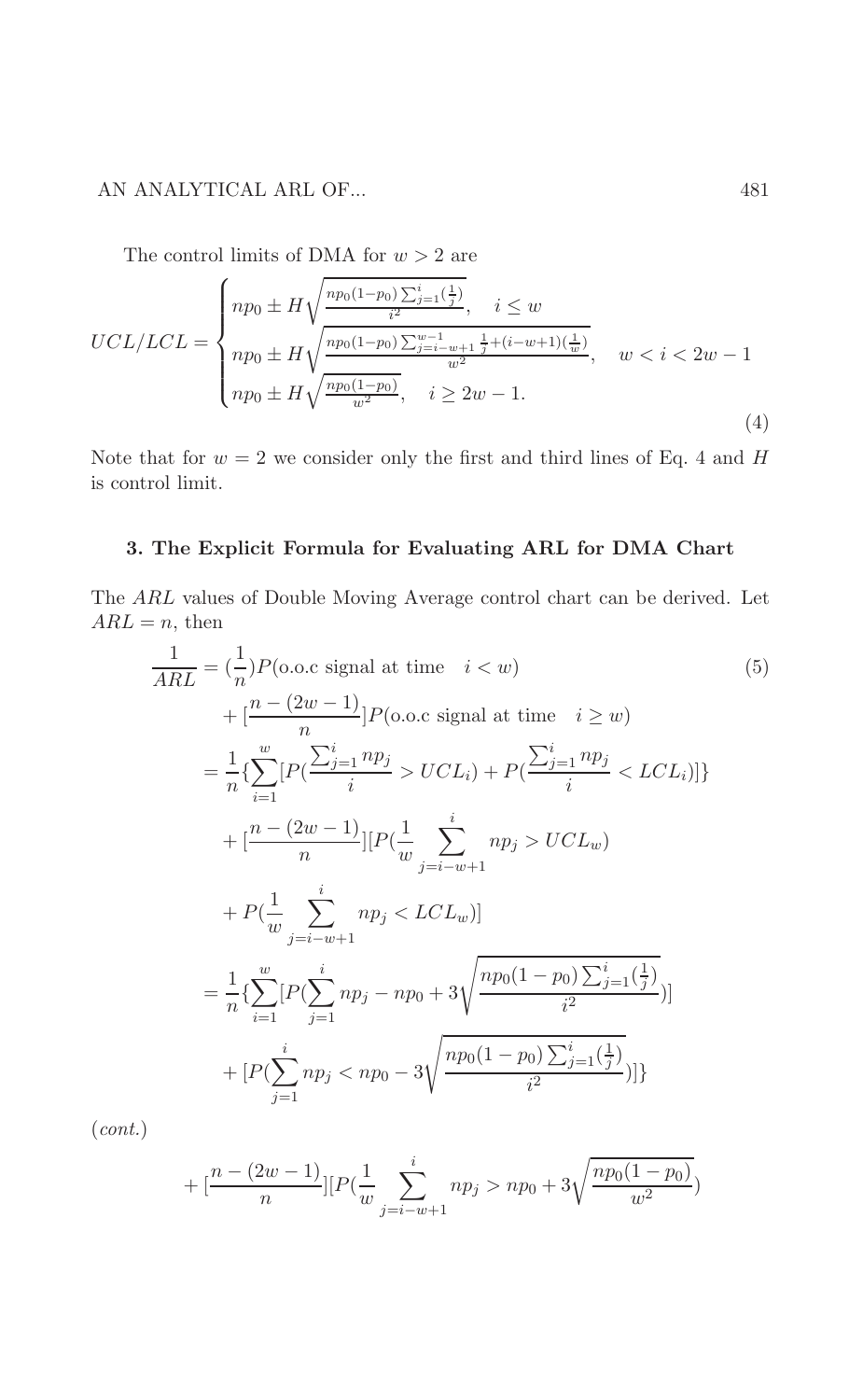The control limits of DMA for $w > 2$ are

$$
UCL/LCL = \begin{cases} np_0 \pm H\sqrt{\frac{np_0(1-p_0)\sum_{j=1}^{i}(\frac{1}{j})}{i^2}}, \quad i \le w \\ np_0 \pm H\sqrt{\frac{np_0(1-p_0)\sum_{j=i-w+1}^{w-1}\frac{1}{j}+(i-w+1)(\frac{1}{w})}{w^2}}, \quad w < i < 2w-1 \\ np_0 \pm H\sqrt{\frac{np_0(1-p_0)}{w^2}}, \quad i \ge 2w-1. \end{cases} \tag{4}
$$

Note that for $w = 2$ we consider only the first and third lines of Eq. 4 and $H$ is control limit.

### 3. The Explicit Formula for Evaluating ARL for DMA Chart

The $ARL$ values of Double Moving Average control chart can be derived. Let $ARL = n$, then

$$
\begin{aligned}
\frac{1}{ARL} &= (\frac{1}{n})P(\text{o.o.c signal at time} \quad i < w) \\
&\quad + [\frac{n-(2w-1)}{n}]P(\text{o.o.c signal at time} \quad i \ge w) \\
&= \frac{1}{n}\{\sum_{i=1}^{w}[P(\frac{\sum_{j=1}^{i} np_j}{i} > UCL_i) + P(\frac{\sum_{j=1}^{i} np_j}{i} < LCL_i)]\} \\
&\quad + [\frac{n-(2w-1)}{n}][P(\frac{1}{w}\sum_{j=i-w+1}^{i} np_j > UCL_w) \\
&\quad + P(\frac{1}{w}\sum_{j=i-w+1}^{i} np_j < LCL_w)] \\
&= \frac{1}{n}\{\sum_{i=1}^{w}[P(\sum_{j=1}^{i} np_j - np_0 + 3\sqrt{\frac{np_0(1-p_0)\sum_{j=1}^{i}(\frac{1}{j})}{i^2}})] \\
&\quad + [P(\sum_{j=1}^{i} np_j < np_0 - 3\sqrt{\frac{np_0(1-p_0)\sum_{j=1}^{i}(\frac{1}{j})}{i^2}})]\}
\end{aligned} \tag{5}
$$

(*cont.*)

$$
+ [\frac{n-(2w-1)}{n}][P(\frac{1}{w}\sum_{j=i-w+1}^{i} np_j > np_0 + 3\sqrt{\frac{np_0(1-p_0)}{w^2}})
$$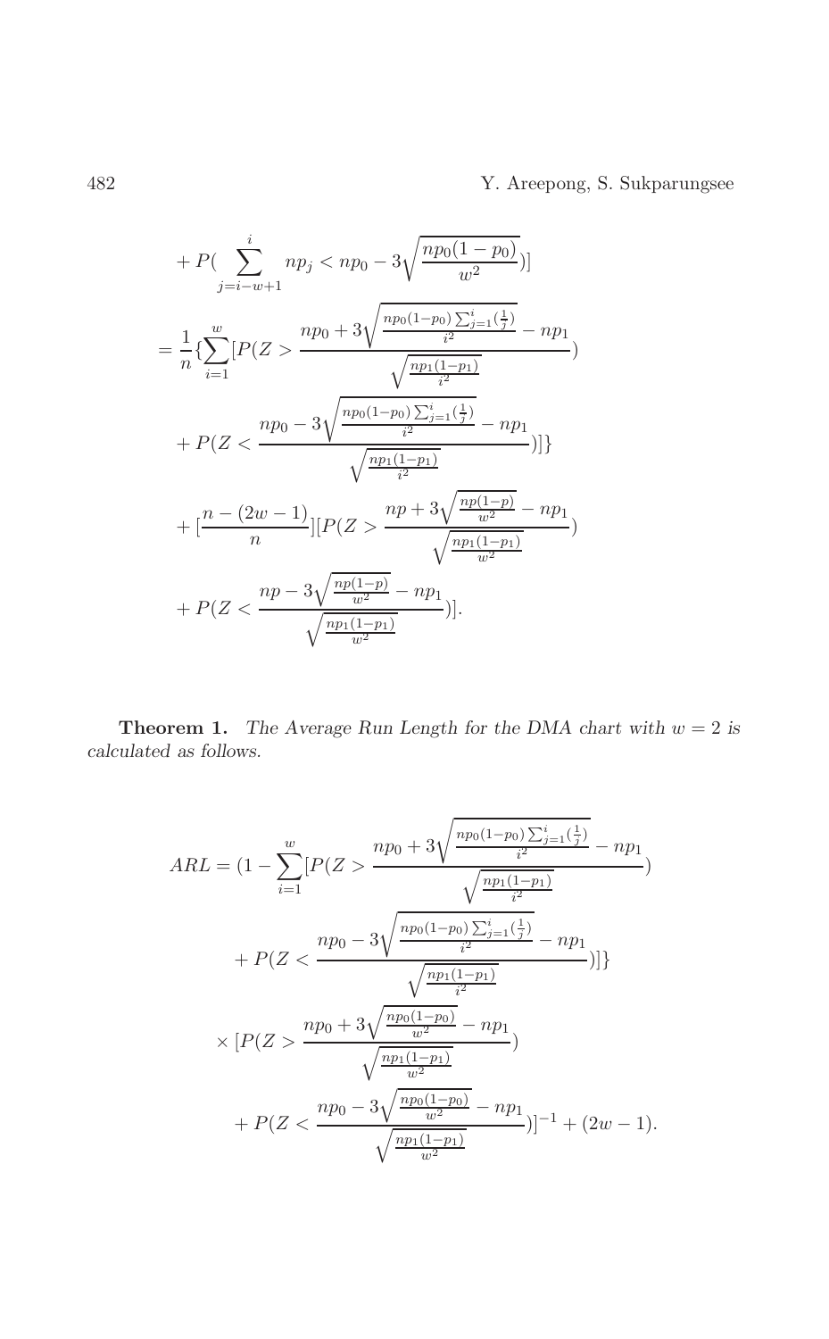$$+ P(\sum_{j=i-w+1}^{i} np_j < np_0 - 3\sqrt{\frac{np_0(1-p_0)}{w^2}})]$$

$$= \frac{1}{n}\{\sum_{i=1}^{w}[P(Z > \frac{np_0 + 3\sqrt{\frac{np_0(1-p_0)\sum_{j=1}^{i}(\frac{1}{j})}{i^2}} - np_1}{\sqrt{\frac{np_1(1-p_1)}{i^2}}})$$

$$+ P(Z < \frac{np_0 - 3\sqrt{\frac{np_0(1-p_0)\sum_{j=1}^{i}(\frac{1}{j})}{i^2}} - np_1}{\sqrt{\frac{np_1(1-p_1)}{i^2}}})]\}$$

$$+ [\frac{n-(2w-1)}{n}][P(Z > \frac{np + 3\sqrt{\frac{np(1-p)}{w^2}} - np_1}{\sqrt{\frac{np_1(1-p_1)}{w^2}}})$$

$$+ P(Z < \frac{np - 3\sqrt{\frac{np(1-p)}{w^2}} - np_1}{\sqrt{\frac{np_1(1-p_1)}{w^2}}})].$$

**Theorem 1.** *The Average Run Length for the DMA chart with $w = 2$ is calculated as follows.*

$$ARL = (1 - \sum_{i=1}^{w}[P(Z > \frac{np_0 + 3\sqrt{\frac{np_0(1-p_0)\sum_{j=1}^{i}(\frac{1}{j})}{i^2}} - np_1}{\sqrt{\frac{np_1(1-p_1)}{i^2}}})$$

$$+ P(Z < \frac{np_0 - 3\sqrt{\frac{np_0(1-p_0)\sum_{j=1}^{i}(\frac{1}{j})}{i^2}} - np_1}{\sqrt{\frac{np_1(1-p_1)}{i^2}}})]\}$$

$$\times [P(Z > \frac{np_0 + 3\sqrt{\frac{np_0(1-p_0)}{w^2}} - np_1}{\sqrt{\frac{np_1(1-p_1)}{w^2}}})$$

$$+ P(Z < \frac{np_0 - 3\sqrt{\frac{np_0(1-p_0)}{w^2}} - np_1}{\sqrt{\frac{np_1(1-p_1)}{w^2}}})]^{-1} + (2w-1).$$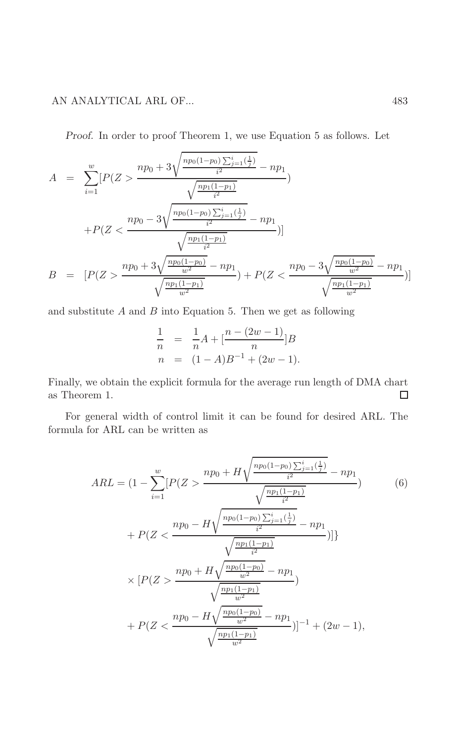*Proof.* In order to proof Theorem 1, we use Equation 5 as follows. Let

$$
\begin{aligned}
A &= \sum_{i=1}^{w}[P(Z > \frac{np_0 + 3\sqrt{\frac{np_0(1-p_0)\sum_{j=1}^{i}(\frac{1}{j})}{i^2}} - np_1}{\sqrt{\frac{np_1(1-p_1)}{i^2}}}) \\
&\quad + P(Z < \frac{np_0 - 3\sqrt{\frac{np_0(1-p_0)\sum_{j=1}^{i}(\frac{1}{j})}{i^2}} - np_1}{\sqrt{\frac{np_1(1-p_1)}{i^2}}})] \\
B &= [P(Z > \frac{np_0 + 3\sqrt{\frac{np_0(1-p_0)}{w^2}} - np_1}{\sqrt{\frac{np_1(1-p_1)}{w^2}}}) + P(Z < \frac{np_0 - 3\sqrt{\frac{np_0(1-p_0)}{w^2}} - np_1}{\sqrt{\frac{np_1(1-p_1)}{w^2}}})]
\end{aligned}
$$

and substitute $A$ and $B$ into Equation 5. Then we get as following

$$
\begin{aligned}
\frac{1}{n} &= \frac{1}{n}A + [\frac{n-(2w-1)}{n}]B \\
n &= (1-A)B^{-1} + (2w-1).
\end{aligned}
$$

Finally, we obtain the explicit formula for the average run length of DMA chart as Theorem 1. □

For general width of control limit it can be found for desired ARL. The formula for ARL can be written as

$$
\begin{aligned}
ARL = (1 - \sum_{i=1}^{w}[P(Z > &\frac{np_0 + H\sqrt{\frac{np_0(1-p_0)\sum_{j=1}^{i}(\frac{1}{j})}{i^2}} - np_1}{\sqrt{\frac{np_1(1-p_1)}{i^2}}}) \\
&+ P(Z < \frac{np_0 - H\sqrt{\frac{np_0(1-p_0)\sum_{j=1}^{i}(\frac{1}{j})}{i^2}} - np_1}{\sqrt{\frac{np_1(1-p_1)}{i^2}}})]\} \\
&\times [P(Z > \frac{np_0 + H\sqrt{\frac{np_0(1-p_0)}{w^2}} - np_1}{\sqrt{\frac{np_1(1-p_1)}{w^2}}}) \\
&+ P(Z < \frac{np_0 - H\sqrt{\frac{np_0(1-p_0)}{w^2}} - np_1}{\sqrt{\frac{np_1(1-p_1)}{w^2}}})]^{-1} + (2w-1),
\end{aligned}
\tag{6}
$$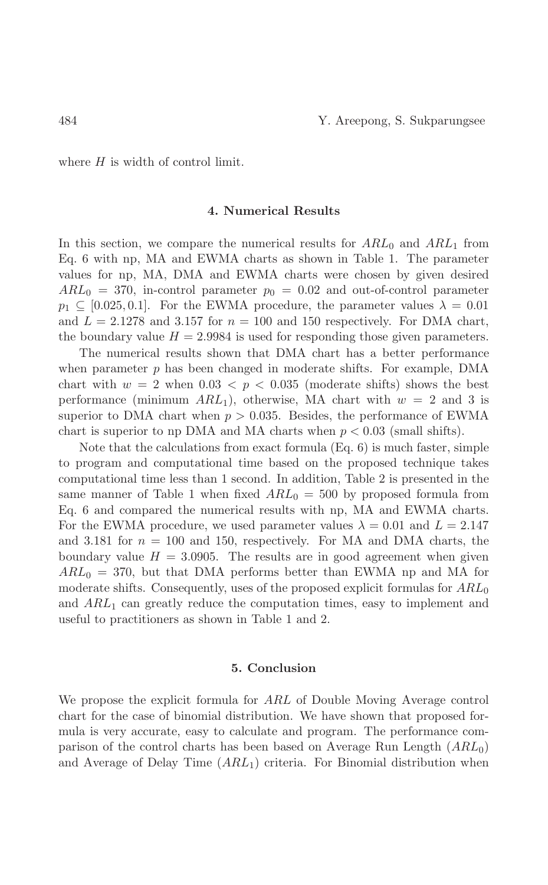where $H$ is width of control limit.

## 4. Numerical Results

In this section, we compare the numerical results for $ARL_0$ and $ARL_1$ from Eq. 6 with np, MA and EWMA charts as shown in Table 1. The parameter values for np, MA, DMA and EWMA charts were chosen by given desired $ARL_0 = 370$, in-control parameter $p_0 = 0.02$ and out-of-control parameter $p_1 \subseteq [0.025, 0.1]$. For the EWMA procedure, the parameter values $\lambda = 0.01$ and $L = 2.1278$ and 3.157 for $n = 100$ and 150 respectively. For DMA chart, the boundary value $H = 2.9984$ is used for responding those given parameters.

The numerical results shown that DMA chart has a better performance when parameter $p$ has been changed in moderate shifts. For example, DMA chart with $w = 2$ when $0.03 < p < 0.035$ (moderate shifts) shows the best performance (minimum $ARL_1$), otherwise, MA chart with $w = 2$ and 3 is superior to DMA chart when $p > 0.035$. Besides, the performance of EWMA chart is superior to np DMA and MA charts when $p < 0.03$ (small shifts).

Note that the calculations from exact formula (Eq. 6) is much faster, simple to program and computational time based on the proposed technique takes computational time less than 1 second. In addition, Table 2 is presented in the same manner of Table 1 when fixed $ARL_0 = 500$ by proposed formula from Eq. 6 and compared the numerical results with np, MA and EWMA charts. For the EWMA procedure, we used parameter values $\lambda = 0.01$ and $L = 2.147$ and 3.181 for $n = 100$ and 150, respectively. For MA and DMA charts, the boundary value $H = 3.0905$. The results are in good agreement when given $ARL_0 = 370$, but that DMA performs better than EWMA np and MA for moderate shifts. Consequently, uses of the proposed explicit formulas for $ARL_0$ and $ARL_1$ can greatly reduce the computation times, easy to implement and useful to practitioners as shown in Table 1 and 2.

## 5. Conclusion

We propose the explicit formula for $ARL$ of Double Moving Average control chart for the case of binomial distribution. We have shown that proposed formula is very accurate, easy to calculate and program. The performance comparison of the control charts has been based on Average Run Length ($ARL_0$) and Average of Delay Time ($ARL_1$) criteria. For Binomial distribution when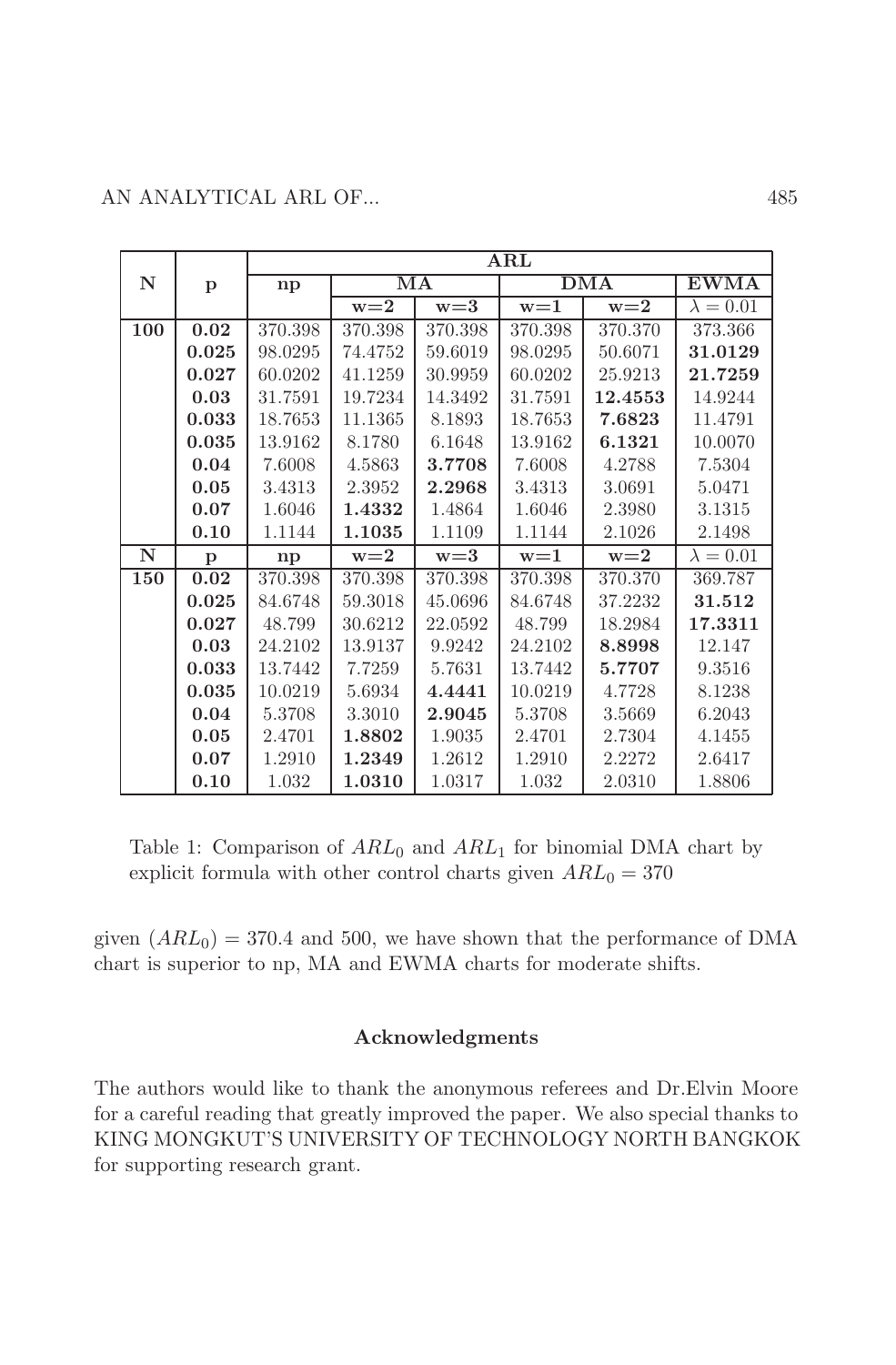| N | p | ARL | | | | | |
|---|---|---|---|---|---|---|---|
| | | np | MA | | DMA | | EWMA |
| | | | w=2 | w=3 | w=1 | w=2 | $\lambda = 0.01$ |
| **100** | **0.02** | 370.398 | 370.398 | 370.398 | 370.398 | 370.370 | 373.366 |
| | **0.025** | 98.0295 | 74.4752 | 59.6019 | 98.0295 | 50.6071 | **31.0129** |
| | **0.027** | 60.0202 | 41.1259 | 30.9959 | 60.0202 | 25.9213 | **21.7259** |
| | **0.03** | 31.7591 | 19.7234 | 14.3492 | 31.7591 | **12.4553** | 14.9244 |
| | **0.033** | 18.7653 | 11.1365 | 8.1893 | 18.7653 | **7.6823** | 11.4791 |
| | **0.035** | 13.9162 | 8.1780 | 6.1648 | 13.9162 | **6.1321** | 10.0070 |
| | **0.04** | 7.6008 | 4.5863 | **3.7708** | 7.6008 | 4.2788 | 7.5304 |
| | **0.05** | 3.4313 | 2.3952 | **2.2968** | 3.4313 | 3.0691 | 5.0471 |
| | **0.07** | 1.6046 | **1.4332** | 1.4864 | 1.6046 | 2.3980 | 3.1315 |
| | **0.10** | 1.1144 | **1.1035** | 1.1109 | 1.1144 | 2.1026 | 2.1498 |
| **N** | **p** | **np** | **w=2** | **w=3** | **w=1** | **w=2** | $\lambda = 0.01$ |
| **150** | **0.02** | 370.398 | 370.398 | 370.398 | 370.398 | 370.370 | 369.787 |
| | **0.025** | 84.6748 | 59.3018 | 45.0696 | 84.6748 | 37.2232 | **31.512** |
| | **0.027** | 48.799 | 30.6212 | 22.0592 | 48.799 | 18.2984 | **17.3311** |
| | **0.03** | 24.2102 | 13.9137 | 9.9242 | 24.2102 | **8.8998** | 12.147 |
| | **0.033** | 13.7442 | 7.7259 | 5.7631 | 13.7442 | **5.7707** | 9.3516 |
| | **0.035** | 10.0219 | 5.6934 | **4.4441** | 10.0219 | 4.7728 | 8.1238 |
| | **0.04** | 5.3708 | 3.3010 | **2.9045** | 5.3708 | 3.5669 | 6.2043 |
| | **0.05** | 2.4701 | **1.8802** | 1.9035 | 2.4701 | 2.7304 | 4.1455 |
| | **0.07** | 1.2910 | **1.2349** | 1.2612 | 1.2910 | 2.2272 | 2.6417 |
| | **0.10** | 1.032 | **1.0310** | 1.0317 | 1.032 | 2.0310 | 1.8806 |

Table 1: Comparison of $ARL_0$ and $ARL_1$ for binomial DMA chart by explicit formula with other control charts given $ARL_0 = 370$

given $(ARL_0) = 370.4$ and 500, we have shown that the performance of DMA chart is superior to np, MA and EWMA charts for moderate shifts.

### Acknowledgments

The authors would like to thank the anonymous referees and Dr.Elvin Moore for a careful reading that greatly improved the paper. We also special thanks to KING MONGKUT'S UNIVERSITY OF TECHNOLOGY NORTH BANGKOK for supporting research grant.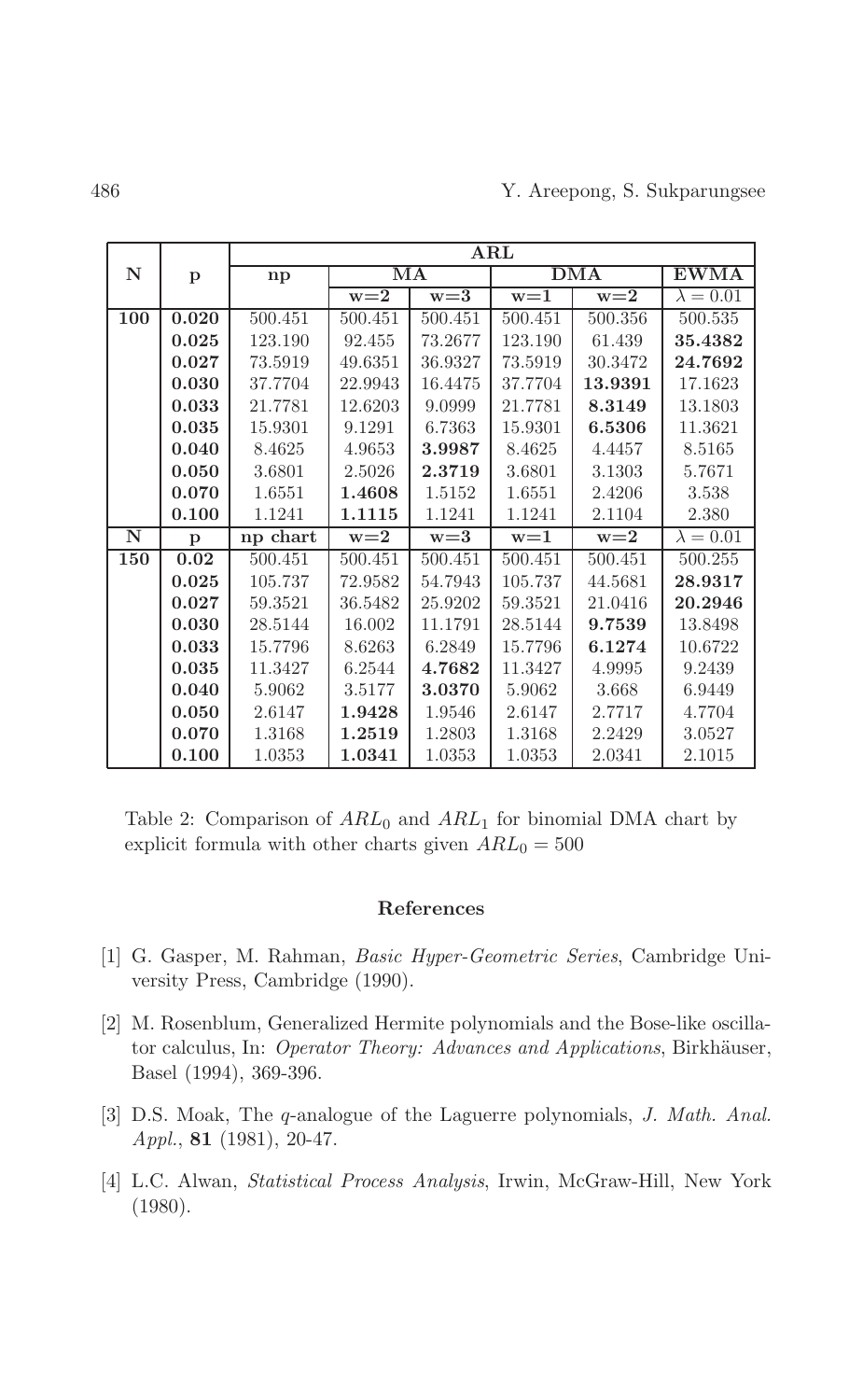| N | p | ARL | | | | | |
|---|---|---|---|---|---|---|---|
| | | np | MA | | DMA | | EWMA |
| | | | w=2 | w=3 | w=1 | w=2 | $\lambda = 0.01$ |
| **100** | **0.020** | 500.451 | 500.451 | 500.451 | 500.451 | 500.356 | 500.535 |
| | **0.025** | 123.190 | 92.455 | 73.2677 | 123.190 | 61.439 | **35.4382** |
| | **0.027** | 73.5919 | 49.6351 | 36.9327 | 73.5919 | 30.3472 | **24.7692** |
| | **0.030** | 37.7704 | 22.9943 | 16.4475 | 37.7704 | **13.9391** | 17.1623 |
| | **0.033** | 21.7781 | 12.6203 | 9.0999 | 21.7781 | **8.3149** | 13.1803 |
| | **0.035** | 15.9301 | 9.1291 | 6.7363 | 15.9301 | **6.5306** | 11.3621 |
| | **0.040** | 8.4625 | 4.9653 | **3.9987** | 8.4625 | 4.4457 | 8.5165 |
| | **0.050** | 3.6801 | 2.5026 | **2.3719** | 3.6801 | 3.1303 | 5.7671 |
| | **0.070** | 1.6551 | **1.4608** | 1.5152 | 1.6551 | 2.4206 | 3.538 |
| | **0.100** | 1.1241 | **1.1115** | 1.1241 | 1.1241 | 2.1104 | 2.380 |
| **N** | **p** | **np chart** | **w=2** | **w=3** | **w=1** | **w=2** | $\lambda = 0.01$ |
| **150** | **0.02** | 500.451 | 500.451 | 500.451 | 500.451 | 500.451 | 500.255 |
| | **0.025** | 105.737 | 72.9582 | 54.7943 | 105.737 | 44.5681 | **28.9317** |
| | **0.027** | 59.3521 | 36.5482 | 25.9202 | 59.3521 | 21.0416 | **20.2946** |
| | **0.030** | 28.5144 | 16.002 | 11.1791 | 28.5144 | **9.7539** | 13.8498 |
| | **0.033** | 15.7796 | 8.6263 | 6.2849 | 15.7796 | **6.1274** | 10.6722 |
| | **0.035** | 11.3427 | 6.2544 | **4.7682** | 11.3427 | 4.9995 | 9.2439 |
| | **0.040** | 5.9062 | 3.5177 | **3.0370** | 5.9062 | 3.668 | 6.9449 |
| | **0.050** | 2.6147 | **1.9428** | 1.9546 | 2.6147 | 2.7717 | 4.7704 |
| | **0.070** | 1.3168 | **1.2519** | 1.2803 | 1.3168 | 2.2429 | 3.0527 |
| | **0.100** | 1.0353 | **1.0341** | 1.0353 | 1.0353 | 2.0341 | 2.1015 |

Table 2: Comparison of $ARL_0$ and $ARL_1$ for binomial DMA chart by explicit formula with other charts given $ARL_0 = 500$

## References

[1] G. Gasper, M. Rahman, *Basic Hyper-Geometric Series*, Cambridge University Press, Cambridge (1990).

[2] M. Rosenblum, Generalized Hermite polynomials and the Bose-like oscillator calculus, In: *Operator Theory: Advances and Applications*, Birkhäuser, Basel (1994), 369-396.

[3] D.S. Moak, The $q$-analogue of the Laguerre polynomials, *J. Math. Anal. Appl.*, **81** (1981), 20-47.

[4] L.C. Alwan, *Statistical Process Analysis*, Irwin, McGraw-Hill, New York (1980).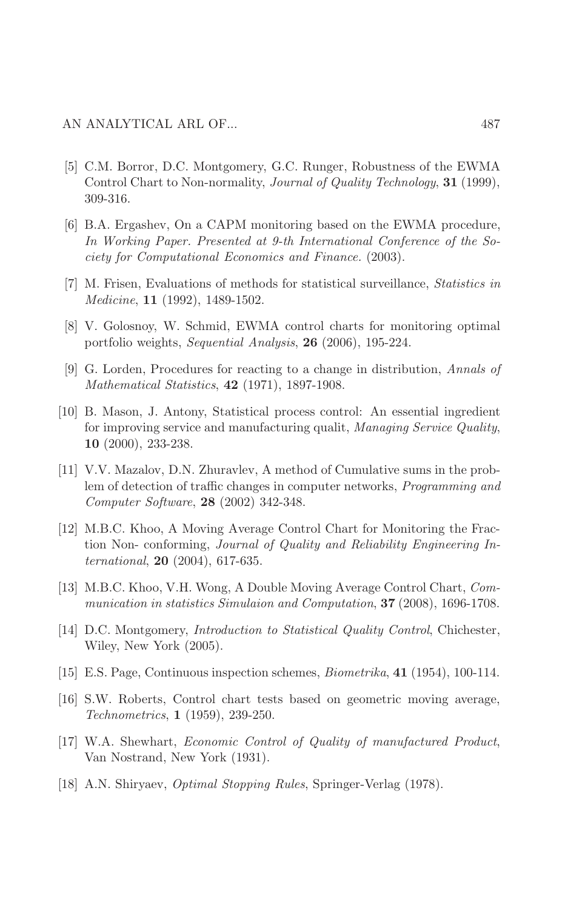[5] C.M. Borror, D.C. Montgomery, G.C. Runger, Robustness of the EWMA Control Chart to Non-normality, *Journal of Quality Technology*, **31** (1999), 309-316.

[6] B.A. Ergashev, On a CAPM monitoring based on the EWMA procedure, *In Working Paper. Presented at 9-th International Conference of the Society for Computational Economics and Finance.* (2003).

[7] M. Frisen, Evaluations of methods for statistical surveillance, *Statistics in Medicine*, **11** (1992), 1489-1502.

[8] V. Golosnoy, W. Schmid, EWMA control charts for monitoring optimal portfolio weights, *Sequential Analysis*, **26** (2006), 195-224.

[9] G. Lorden, Procedures for reacting to a change in distribution, *Annals of Mathematical Statistics*, **42** (1971), 1897-1908.

[10] B. Mason, J. Antony, Statistical process control: An essential ingredient for improving service and manufacturing qualit, *Managing Service Quality*, **10** (2000), 233-238.

[11] V.V. Mazalov, D.N. Zhuravlev, A method of Cumulative sums in the problem of detection of traffic changes in computer networks, *Programming and Computer Software*, **28** (2002) 342-348.

[12] M.B.C. Khoo, A Moving Average Control Chart for Monitoring the Fraction Non- conforming, *Journal of Quality and Reliability Engineering International*, **20** (2004), 617-635.

[13] M.B.C. Khoo, V.H. Wong, A Double Moving Average Control Chart, *Communication in statistics Simulaion and Computation*, **37** (2008), 1696-1708.

[14] D.C. Montgomery, *Introduction to Statistical Quality Control*, Chichester, Wiley, New York (2005).

[15] E.S. Page, Continuous inspection schemes, *Biometrika*, **41** (1954), 100-114.

[16] S.W. Roberts, Control chart tests based on geometric moving average, *Technometrics*, **1** (1959), 239-250.

[17] W.A. Shewhart, *Economic Control of Quality of manufactured Product*, Van Nostrand, New York (1931).

[18] A.N. Shiryaev, *Optimal Stopping Rules*, Springer-Verlag (1978).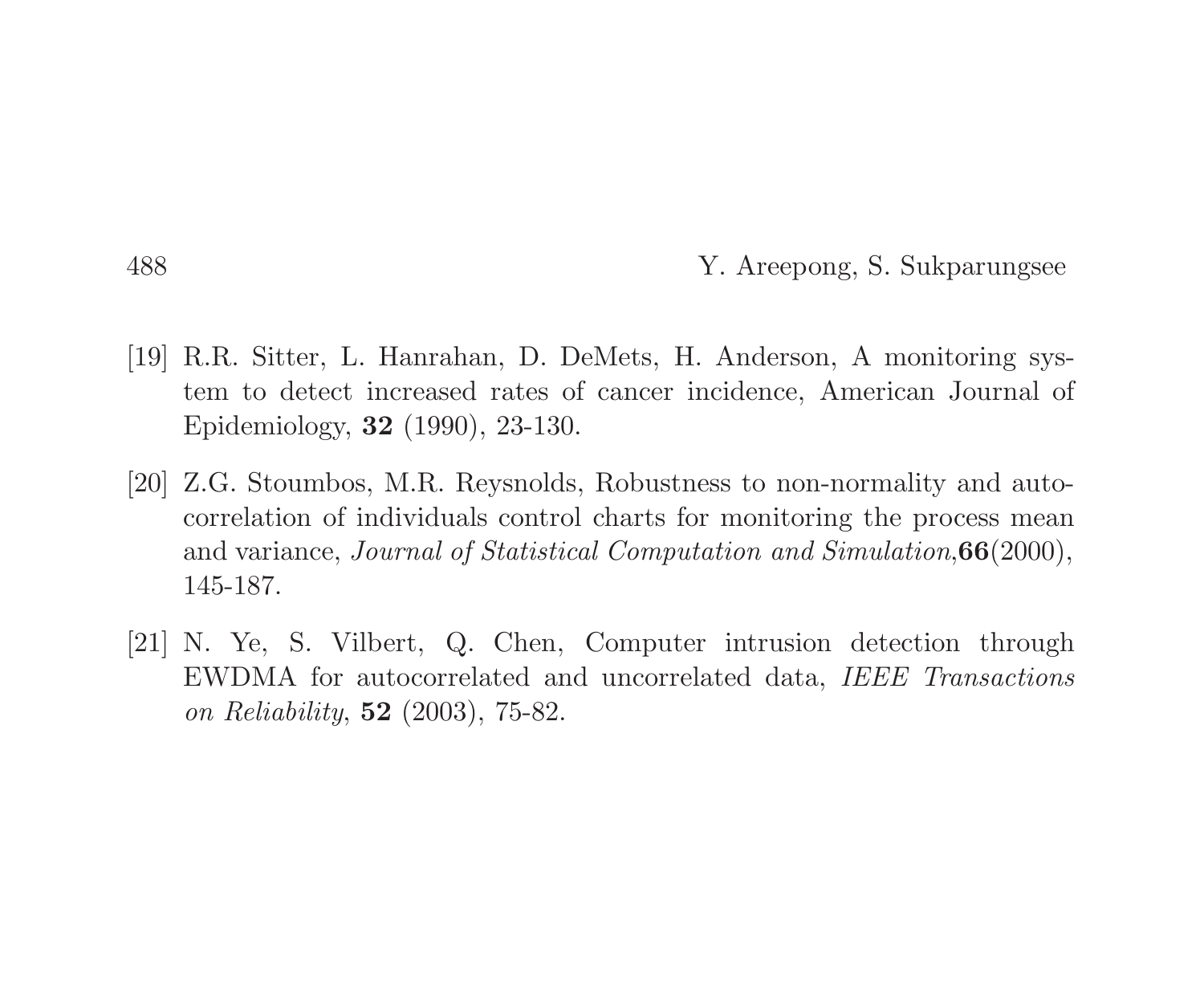[19] R.R. Sitter, L. Hanrahan, D. DeMets, H. Anderson, A monitoring system to detect increased rates of cancer incidence, American Journal of Epidemiology, **32** (1990), 23-130.

[20] Z.G. Stoumbos, M.R. Reysnolds, Robustness to non-normality and autocorrelation of individuals control charts for monitoring the process mean and variance, *Journal of Statistical Computation and Simulation*,**66**(2000), 145-187.

[21] N. Ye, S. Vilbert, Q. Chen, Computer intrusion detection through EWDMA for autocorrelated and uncorrelated data, *IEEE Transactions on Reliability*, **52** (2003), 75-82.